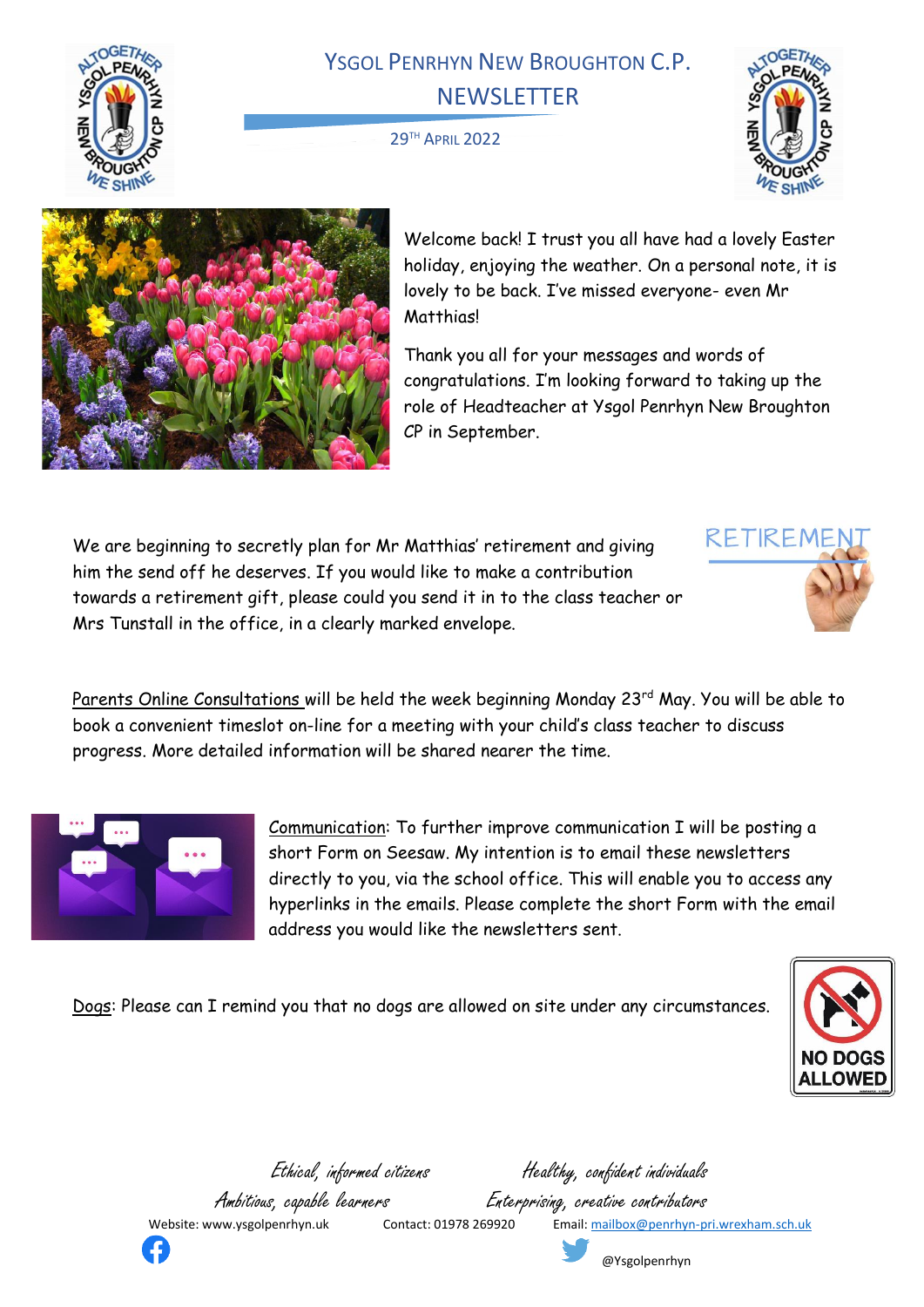# Ysgol Penrhyn New Broughton C.P.

## NEWSLETTER

29TH APRIL 2022

Welcome back! I trust you all have had a lovely Easter holiday, enjoying the weather. On a personal note, it is lovely to be back. I've missed everyone- even Mr Matthias!

Thank you all for your messages and words of congratulations. I'm looking forward to taking up the role of Headteacher at Ysgol Penrhyn New Broughton CP in September.

RETIREMENT

We are beginning to secretly plan for Mr Matthias' retirement and giving him the send off he deserves. If you would like to make a contribution towards a retirement gift, please could you send it in to the class teacher or Mrs Tunstall in the office, in a clearly marked envelope.

Parents Online Consultations will be held the week beginning Monday 23rd May. You will be able to book a convenient timeslot on-line for a meeting with your child's class teacher to discuss progress. More detailed information will be shared nearer the time.

Communication: To further improve communication I will be posting a short Form on Seesaw. My intention is to email these newsletters directly to you, via the school office. This will enable you to access any hyperlinks in the emails. Please complete the short Form with the email address you would like the newsletters sent.

Dogs: Please can I remind you that no dogs are allowed on site under any circumstances.

NO DOGS ALLOWED

*Ethical, informed citizens* *Healthy, confident individuals*

*Ambitious, capable learners* *Enterprising, creative contributors*

Website: www.ysgolpenrhyn.uk Contact: 01978 269920 Email: mailbox@penrhyn-pri.wrexham.sch.uk

@Ysgolpenrhyn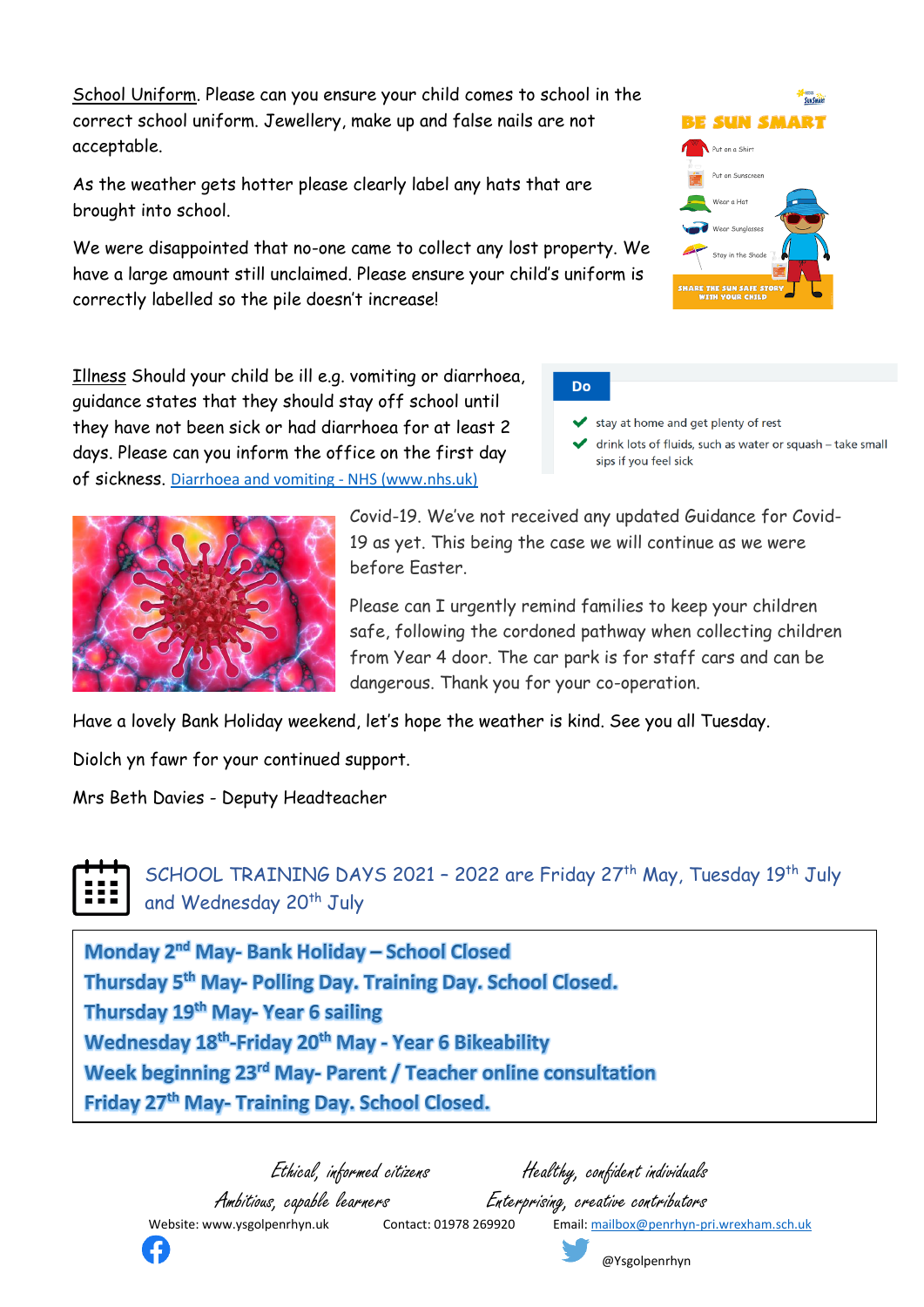School Uniform. Please can you ensure your child comes to school in the correct school uniform. Jewellery, make up and false nails are not acceptable.

As the weather gets hotter please clearly label any hats that are brought into school.

We were disappointed that no-one came to collect any lost property. We have a large amount still unclaimed. Please ensure your child's uniform is correctly labelled so the pile doesn't increase!

BE SUN SMART

Put on a Shirt

Put on Sunscreen

Wear a Hat

Wear Sunglasses

Stay in the Shade

SHARE THE SUN SAFE STORY WITH YOUR CHILD

Illness Should your child be ill e.g. vomiting or diarrhoea, guidance states that they should stay off school until they have not been sick or had diarrhoea for at least 2 days. Please can you inform the office on the first day of sickness. [Diarrhoea and vomiting - NHS (www.nhs.uk)]

**Do**

- ✔ stay at home and get plenty of rest
- ✔ drink lots of fluids, such as water or squash – take small sips if you feel sick

Covid-19. We've not received any updated Guidance for Covid-19 as yet. This being the case we will continue as we were before Easter.

Please can I urgently remind families to keep your children safe, following the cordoned pathway when collecting children from Year 4 door. The car park is for staff cars and can be dangerous. Thank you for your co-operation.

Have a lovely Bank Holiday weekend, let's hope the weather is kind. See you all Tuesday.

Diolch yn fawr for your continued support.

Mrs Beth Davies - Deputy Headteacher

SCHOOL TRAINING DAYS 2021 – 2022 are Friday 27th May, Tuesday 19th July and Wednesday 20th July

**Monday 2nd May- Bank Holiday – School Closed**
**Thursday 5th May- Polling Day. Training Day. School Closed.**
**Thursday 19th May- Year 6 sailing**
**Wednesday 18th-Friday 20th May - Year 6 Bikeability**
**Week beginning 23rd May- Parent / Teacher online consultation**
**Friday 27th May- Training Day. School Closed.**

*Ethical, informed citizens* *Healthy, confident individuals*

*Ambitious, capable learners* *Enterprising, creative contributors*

Website: www.ysgolpenrhyn.uk Contact: 01978 269920 Email: mailbox@penrhyn-pri.wrexham.sch.uk

@Ysgolpenrhyn